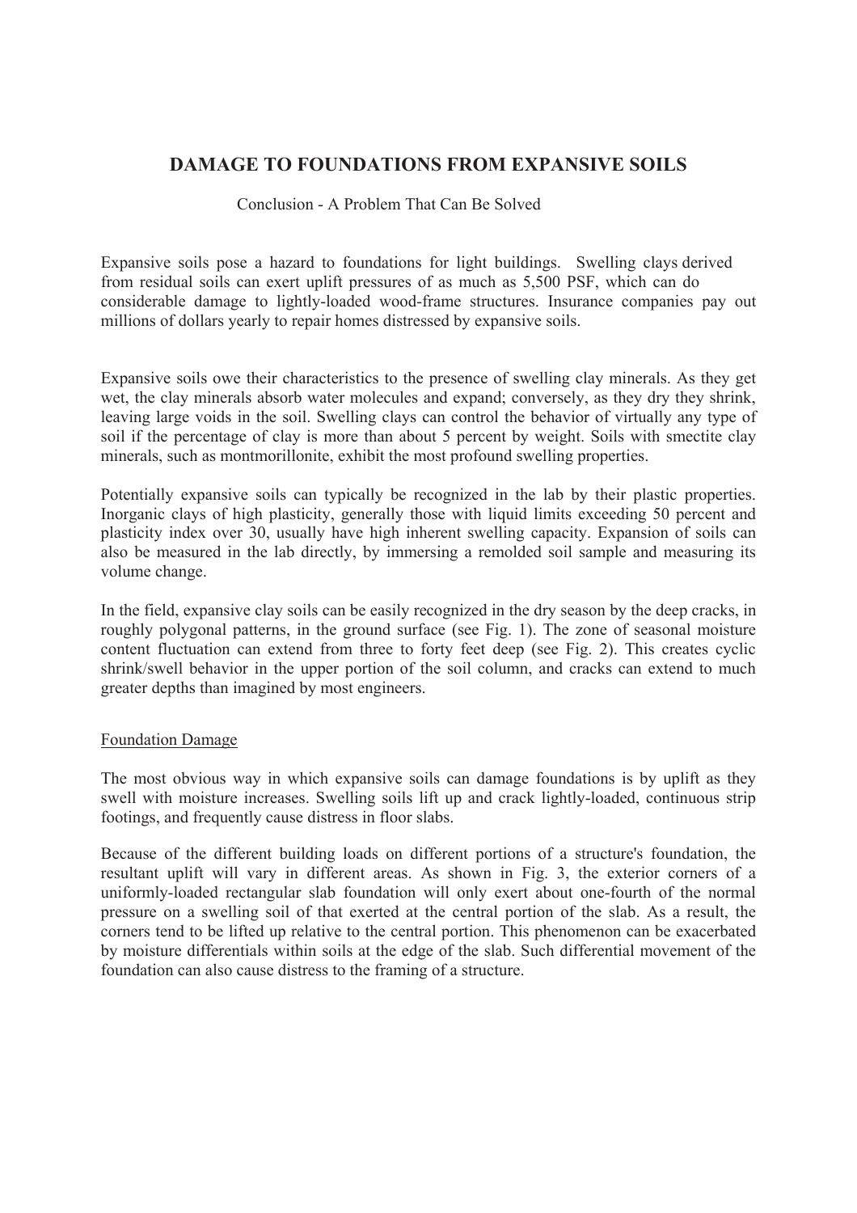# DAMAGE TO FOUNDATIONS FROM EXPANSIVE SOILS

Conclusion - A Problem That Can Be Solved

Expansive soils pose a hazard to foundations for light buildings. Swelling clays derived from residual soils can exert uplift pressures of as much as 5,500 PSF, which can do considerable damage to lightly-loaded wood-frame structures. Insurance companies pay out millions of dollars yearly to repair homes distressed by expansive soils.

Expansive soils owe their characteristics to the presence of swelling clay minerals. As they get wet, the clay minerals absorb water molecules and expand; conversely, as they dry they shrink, leaving large voids in the soil. Swelling clays can control the behavior of virtually any type of soil if the percentage of clay is more than about 5 percent by weight. Soils with smectite clay minerals, such as montmorillonite, exhibit the most profound swelling properties.

Potentially expansive soils can typically be recognized in the lab by their plastic properties. Inorganic clays of high plasticity, generally those with liquid limits exceeding 50 percent and plasticity index over 30, usually have high inherent swelling capacity. Expansion of soils can also be measured in the lab directly, by immersing a remolded soil sample and measuring its volume change.

In the field, expansive clay soils can be easily recognized in the dry season by the deep cracks, in roughly polygonal patterns, in the ground surface (see Fig. 1). The zone of seasonal moisture content fluctuation can extend from three to forty feet deep (see Fig. 2). This creates cyclic shrink/swell behavior in the upper portion of the soil column, and cracks can extend to much greater depths than imagined by most engineers.

## Foundation Damage

The most obvious way in which expansive soils can damage foundations is by uplift as they swell with moisture increases. Swelling soils lift up and crack lightly-loaded, continuous strip footings, and frequently cause distress in floor slabs.

Because of the different building loads on different portions of a structure's foundation, the resultant uplift will vary in different areas. As shown in Fig. 3, the exterior corners of a uniformly-loaded rectangular slab foundation will only exert about one-fourth of the normal pressure on a swelling soil of that exerted at the central portion of the slab. As a result, the corners tend to be lifted up relative to the central portion. This phenomenon can be exacerbated by moisture differentials within soils at the edge of the slab. Such differential movement of the foundation can also cause distress to the framing of a structure.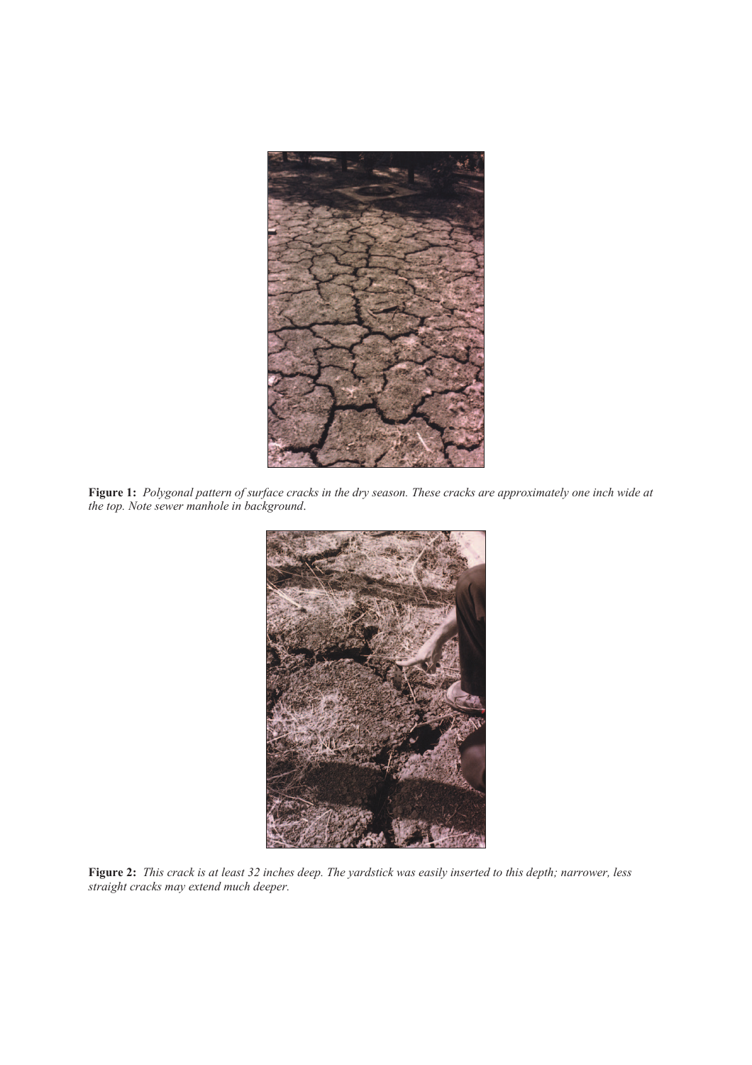**Figure 1:** *Polygonal pattern of surface cracks in the dry season. These cracks are approximately one inch wide at the top. Note sewer manhole in background.*

**Figure 2:** *This crack is at least 32 inches deep. The yardstick was easily inserted to this depth; narrower, less straight cracks may extend much deeper.*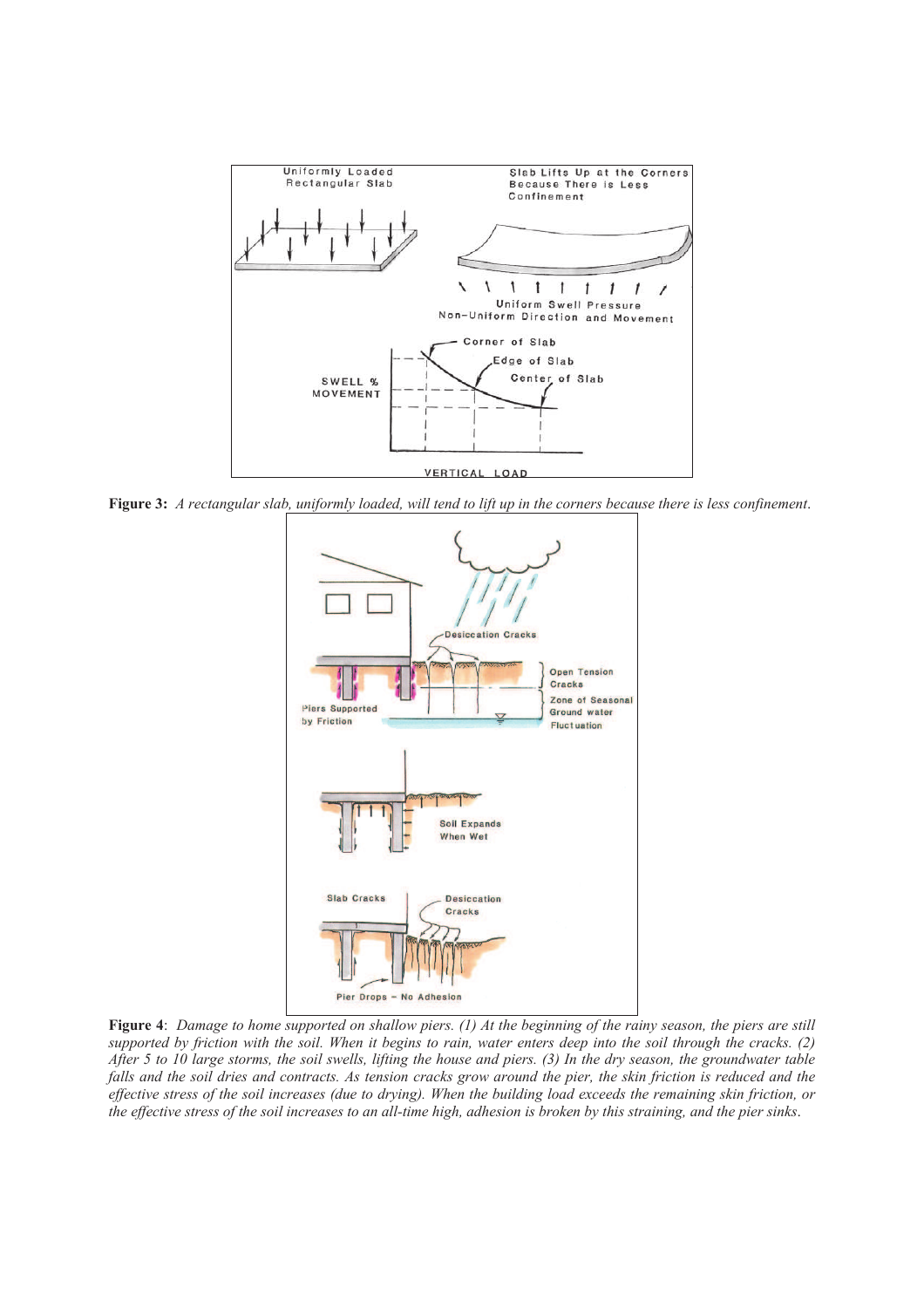**Figure 3:** *A rectangular slab, uniformly loaded, will tend to lift up in the corners because there is less confinement*.

**Figure 4**: *Damage to home supported on shallow piers. (1) At the beginning of the rainy season, the piers are still supported by friction with the soil. When it begins to rain, water enters deep into the soil through the cracks. (2) After 5 to 10 large storms, the soil swells, lifting the house and piers. (3) In the dry season, the groundwater table falls and the soil dries and contracts. As tension cracks grow around the pier, the skin friction is reduced and the effective stress of the soil increases (due to drying). When the building load exceeds the remaining skin friction, or the effective stress of the soil increases to an all-time high, adhesion is broken by this straining, and the pier sinks*.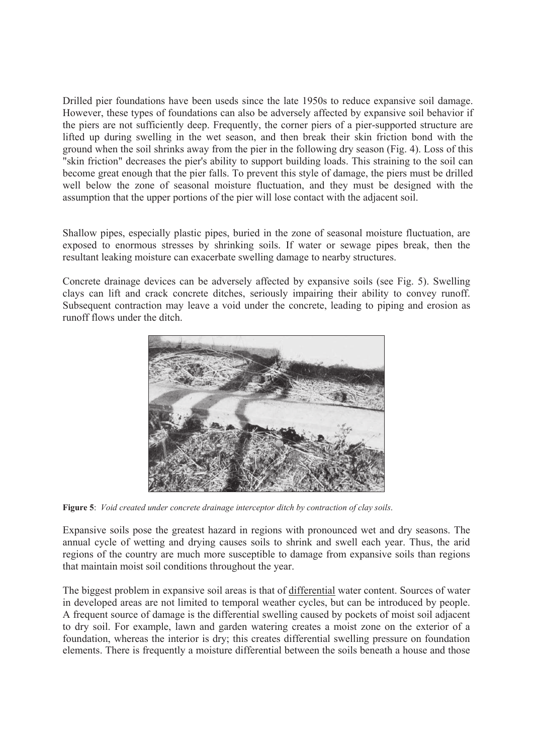Drilled pier foundations have been useds since the late 1950s to reduce expansive soil damage. However, these types of foundations can also be adversely affected by expansive soil behavior if the piers are not sufficiently deep. Frequently, the corner piers of a pier-supported structure are lifted up during swelling in the wet season, and then break their skin friction bond with the ground when the soil shrinks away from the pier in the following dry season (Fig. 4). Loss of this "skin friction" decreases the pier's ability to support building loads. This straining to the soil can become great enough that the pier falls. To prevent this style of damage, the piers must be drilled well below the zone of seasonal moisture fluctuation, and they must be designed with the assumption that the upper portions of the pier will lose contact with the adjacent soil.

Shallow pipes, especially plastic pipes, buried in the zone of seasonal moisture fluctuation, are exposed to enormous stresses by shrinking soils. If water or sewage pipes break, then the resultant leaking moisture can exacerbate swelling damage to nearby structures.

Concrete drainage devices can be adversely affected by expansive soils (see Fig. 5). Swelling clays can lift and crack concrete ditches, seriously impairing their ability to convey runoff. Subsequent contraction may leave a void under the concrete, leading to piping and erosion as runoff flows under the ditch.

**Figure 5**: *Void created under concrete drainage interceptor ditch by contraction of clay soils.*

Expansive soils pose the greatest hazard in regions with pronounced wet and dry seasons. The annual cycle of wetting and drying causes soils to shrink and swell each year. Thus, the arid regions of the country are much more susceptible to damage from expansive soils than regions that maintain moist soil conditions throughout the year.

The biggest problem in expansive soil areas is that of differential water content. Sources of water in developed areas are not limited to temporal weather cycles, but can be introduced by people. A frequent source of damage is the differential swelling caused by pockets of moist soil adjacent to dry soil. For example, lawn and garden watering creates a moist zone on the exterior of a foundation, whereas the interior is dry; this creates differential swelling pressure on foundation elements. There is frequently a moisture differential between the soils beneath a house and those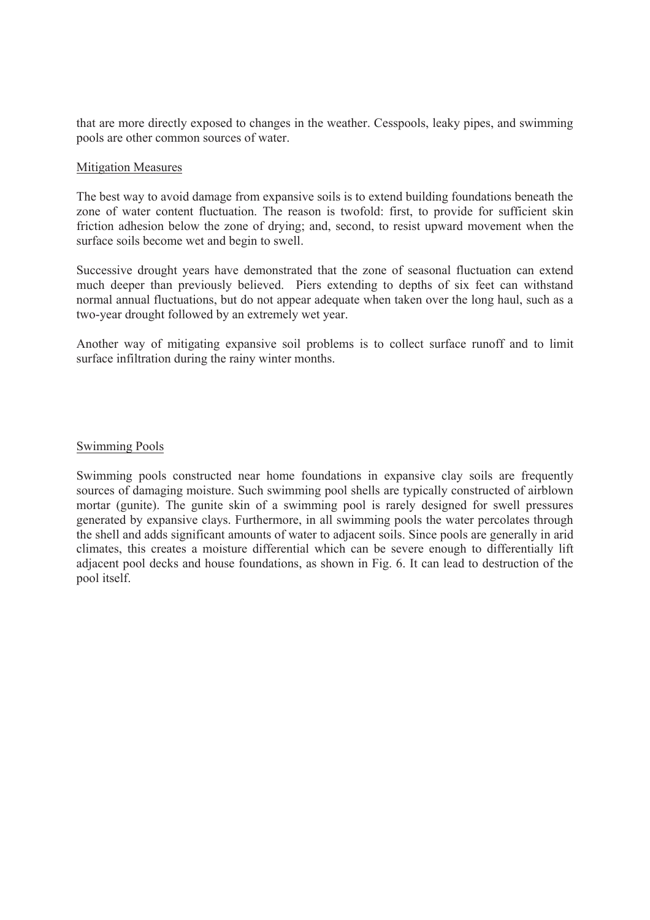that are more directly exposed to changes in the weather. Cesspools, leaky pipes, and swimming pools are other common sources of water.

## Mitigation Measures

The best way to avoid damage from expansive soils is to extend building foundations beneath the zone of water content fluctuation. The reason is twofold: first, to provide for sufficient skin friction adhesion below the zone of drying; and, second, to resist upward movement when the surface soils become wet and begin to swell.

Successive drought years have demonstrated that the zone of seasonal fluctuation can extend much deeper than previously believed. Piers extending to depths of six feet can withstand normal annual fluctuations, but do not appear adequate when taken over the long haul, such as a two-year drought followed by an extremely wet year.

Another way of mitigating expansive soil problems is to collect surface runoff and to limit surface infiltration during the rainy winter months.

## Swimming Pools

Swimming pools constructed near home foundations in expansive clay soils are frequently sources of damaging moisture. Such swimming pool shells are typically constructed of airblown mortar (gunite). The gunite skin of a swimming pool is rarely designed for swell pressures generated by expansive clays. Furthermore, in all swimming pools the water percolates through the shell and adds significant amounts of water to adjacent soils. Since pools are generally in arid climates, this creates a moisture differential which can be severe enough to differentially lift adjacent pool decks and house foundations, as shown in Fig. 6. It can lead to destruction of the pool itself.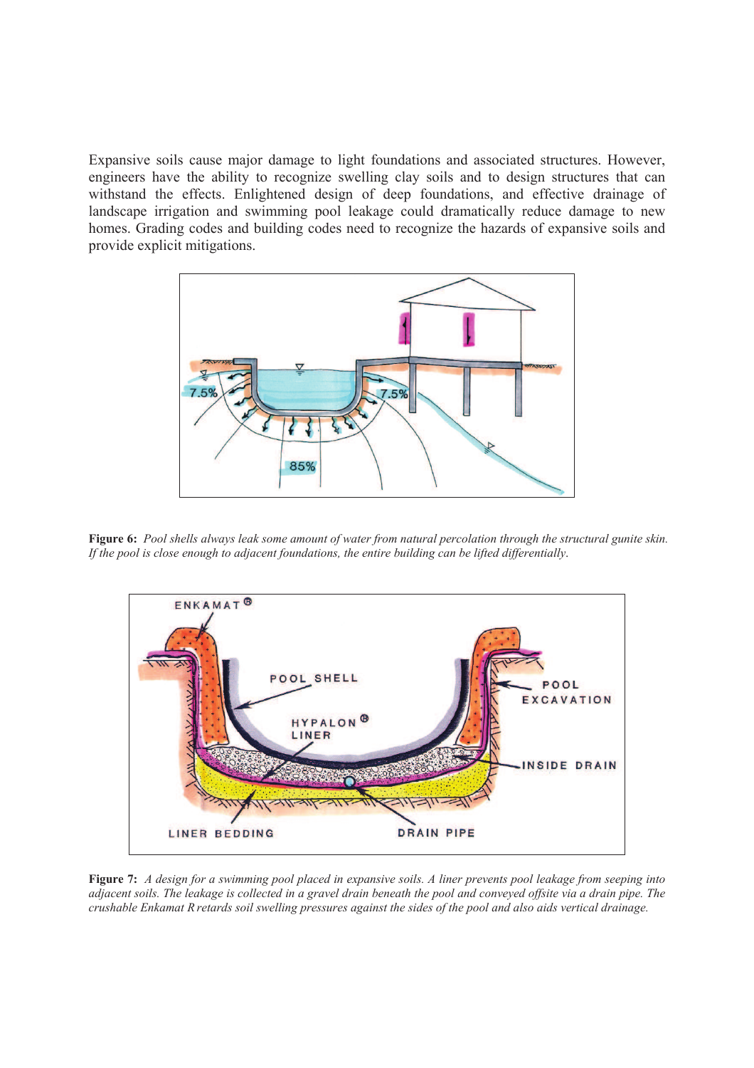Expansive soils cause major damage to light foundations and associated structures. However, engineers have the ability to recognize swelling clay soils and to design structures that can withstand the effects. Enlightened design of deep foundations, and effective drainage of landscape irrigation and swimming pool leakage could dramatically reduce damage to new homes. Grading codes and building codes need to recognize the hazards of expansive soils and provide explicit mitigations.

7.5%

7.5%

85%

**Figure 6:** *Pool shells always leak some amount of water from natural percolation through the structural gunite skin. If the pool is close enough to adjacent foundations, the entire building can be lifted differentially.*

ENKAMAT®

POOL SHELL

POOL EXCAVATION

HYPALON® LINER

INSIDE DRAIN

LINER BEDDING

DRAIN PIPE

**Figure 7:** *A design for a swimming pool placed in expansive soils. A liner prevents pool leakage from seeping into adjacent soils. The leakage is collected in a gravel drain beneath the pool and conveyed offsite via a drain pipe. The crushable Enkamat R retards soil swelling pressures against the sides of the pool and also aids vertical drainage.*